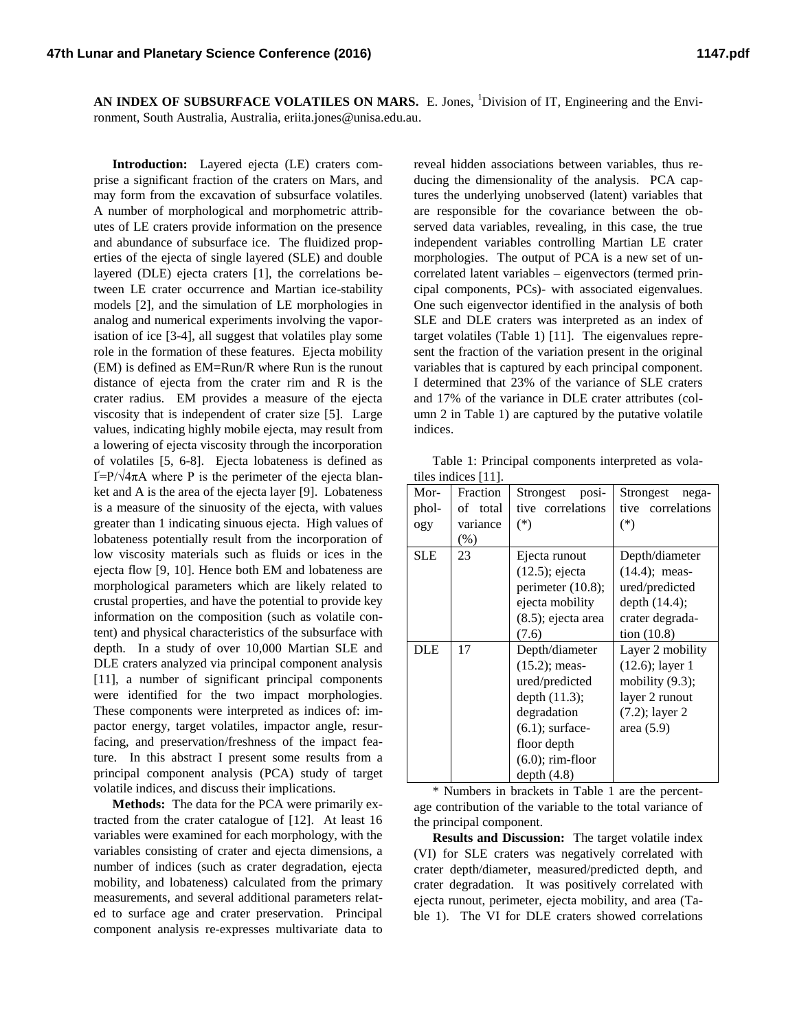**AN INDEX OF SUBSURFACE VOLATILES ON MARS.** E. Jones, [1]Division of IT, Engineering and the Environment, South Australia, Australia, eriita.jones@unisa.edu.au.

**Introduction:** Layered ejecta (LE) craters comprise a significant fraction of the craters on Mars, and may form from the excavation of subsurface volatiles. A number of morphological and morphometric attributes of LE craters provide information on the presence and abundance of subsurface ice. The fluidized properties of the ejecta of single layered (SLE) and double layered (DLE) ejecta craters [1], the correlations between LE crater occurrence and Martian ice-stability models [2], and the simulation of LE morphologies in analog and numerical experiments involving the vaporisation of ice [3-4], all suggest that volatiles play some role in the formation of these features. Ejecta mobility (EM) is defined as EM=Run/R where Run is the runout distance of ejecta from the crater rim and R is the crater radius. EM provides a measure of the ejecta viscosity that is independent of crater size [5]. Large values, indicating highly mobile ejecta, may result from a lowering of ejecta viscosity through the incorporation of volatiles [5, 6-8]. Ejecta lobateness is defined as $\Gamma = P/\sqrt{4\pi A}$ where P is the perimeter of the ejecta blanket and A is the area of the ejecta layer [9]. Lobateness is a measure of the sinuosity of the ejecta, with values greater than 1 indicating sinuous ejecta. High values of lobateness potentially result from the incorporation of low viscosity materials such as fluids or ices in the ejecta flow [9, 10]. Hence both EM and lobateness are morphological parameters which are likely related to crustal properties, and have the potential to provide key information on the composition (such as volatile content) and physical characteristics of the subsurface with depth. In a study of over 10,000 Martian SLE and DLE craters analyzed via principal component analysis [11], a number of significant principal components were identified for the two impact morphologies. These components were interpreted as indices of: impactor energy, target volatiles, impactor angle, resurfacing, and preservation/freshness of the impact feature. In this abstract I present some results from a principal component analysis (PCA) study of target volatile indices, and discuss their implications.

**Methods:** The data for the PCA were primarily extracted from the crater catalogue of [12]. At least 16 variables were examined for each morphology, with the variables consisting of crater and ejecta dimensions, a number of indices (such as crater degradation, ejecta mobility, and lobateness) calculated from the primary measurements, and several additional parameters related to surface age and crater preservation. Principal component analysis re-expresses multivariate data to reveal hidden associations between variables, thus reducing the dimensionality of the analysis. PCA captures the underlying unobserved (latent) variables that are responsible for the covariance between the observed data variables, revealing, in this case, the true independent variables controlling Martian LE crater morphologies. The output of PCA is a new set of uncorrelated latent variables – eigenvectors (termed principal components, PCs)- with associated eigenvalues. One such eigenvector identified in the analysis of both SLE and DLE craters was interpreted as an index of target volatiles (Table 1) [11]. The eigenvalues represent the fraction of the variation present in the original variables that is captured by each principal component. I determined that 23% of the variance of SLE craters and 17% of the variance in DLE crater attributes (column 2 in Table 1) are captured by the putative volatile indices.

Table 1: Principal components interpreted as volatiles indices [11].

| Morphology | Fraction of total variance (%) | Strongest positive correlations (*) | Strongest negative correlations (*) |
|---|---|---|---|
| SLE | 23 | Ejecta runout (12.5); ejecta perimeter (10.8); ejecta mobility (8.5); ejecta area (7.6) | Depth/diameter (14.4); measured/predicted depth (14.4); crater degradation (10.8) |
| DLE | 17 | Depth/diameter (15.2); measured/predicted depth (11.3); degradation (6.1); surface-floor depth (6.0); rim-floor depth (4.8) | Layer 2 mobility (12.6); layer 1 mobility (9.3); layer 2 runout (7.2); layer 2 area (5.9) |

* Numbers in brackets in Table 1 are the percentage contribution of the variable to the total variance of the principal component.

**Results and Discussion:** The target volatile index (VI) for SLE craters was negatively correlated with crater depth/diameter, measured/predicted depth, and crater degradation. It was positively correlated with ejecta runout, perimeter, ejecta mobility, and area (Table 1). The VI for DLE craters showed correlations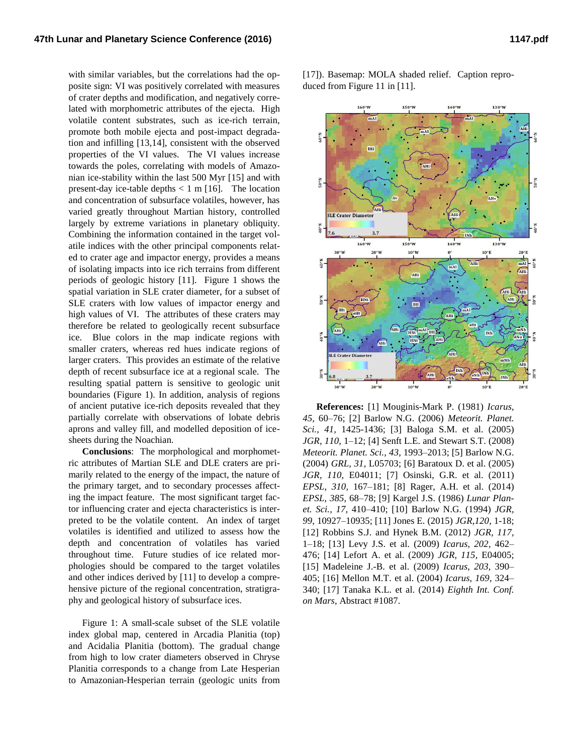with similar variables, but the correlations had the opposite sign: VI was positively correlated with measures of crater depths and modification, and negatively correlated with morphometric attributes of the ejecta. High volatile content substrates, such as ice-rich terrain, promote both mobile ejecta and post-impact degradation and infilling [13,14], consistent with the observed properties of the VI values. The VI values increase towards the poles, correlating with models of Amazonian ice-stability within the last 500 Myr [15] and with present-day ice-table depths < 1 m [16]. The location and concentration of subsurface volatiles, however, has varied greatly throughout Martian history, controlled largely by extreme variations in planetary obliquity. Combining the information contained in the target volatile indices with the other principal components related to crater age and impactor energy, provides a means of isolating impacts into ice rich terrains from different periods of geologic history [11]. Figure 1 shows the spatial variation in SLE crater diameter, for a subset of SLE craters with low values of impactor energy and high values of VI. The attributes of these craters may therefore be related to geologically recent subsurface ice. Blue colors in the map indicate regions with smaller craters, whereas red hues indicate regions of larger craters. This provides an estimate of the relative depth of recent subsurface ice at a regional scale. The resulting spatial pattern is sensitive to geologic unit boundaries (Figure 1). In addition, analysis of regions of ancient putative ice-rich deposits revealed that they partially correlate with observations of lobate debris aprons and valley fill, and modelled deposition of ice-sheets during the Noachian.

**Conclusions**: The morphological and morphometric attributes of Martian SLE and DLE craters are primarily related to the energy of the impact, the nature of the primary target, and to secondary processes affecting the impact feature. The most significant target factor influencing crater and ejecta characteristics is interpreted to be the volatile content. An index of target volatiles is identified and utilized to assess how the depth and concentration of volatiles has varied throughout time. Future studies of ice related morphologies should be compared to the target volatiles and other indices derived by [11] to develop a comprehensive picture of the regional concentration, stratigraphy and geological history of subsurface ices.

Figure 1: A small-scale subset of the SLE volatile index global map, centered in Arcadia Planitia (top) and Acidalia Planitia (bottom). The gradual change from high to low crater diameters observed in Chryse Planitia corresponds to a change from Late Hesperian to Amazonian-Hesperian terrain (geologic units from [17]). Basemap: MOLA shaded relief. Caption reproduced from Figure 11 in [11].

160°W 150°W 140°W 130°W
60°N 50°N 40°N
mAl mAl mAl lHl AHi Av AHi AHi AHv AHi lNh
SLE Crater Diameter
7.6 3.7

30°W 20°W 10°W 0° 10°E 20°E
60°N 50°N 40°N 30°N
AHi mAl AHi mAl AHi HNt lHl lHt eHt AHi mAl AHi AHi AHi AHi HNt mAl lHl HNt AHi eHt lNh mNh ANa AHi AHi mNh AHi AHi lNh eNh eNh lNh lNh
SLE Crater Diameter
6.8 3.7

**References:** [1] Mouginis-Mark P. (1981) *Icarus, 45,* 60–76; [2] Barlow N.G. (2006) *Meteorit. Planet. Sci., 41,* 1425-1436; [3] Baloga S.M. et al. (2005) *JGR, 110,* 1–12; [4] Senft L.E. and Stewart S.T. (2008) *Meteorit. Planet. Sci., 43,* 1993–2013; [5] Barlow N.G. (2004) *GRL, 31,* L05703; [6] Baratoux D. et al. (2005) *JGR, 110,* E04011; [7] Osinski, G.R. et al. (2011) *EPSL, 310,* 167–181; [8] Rager, A.H. et al. (2014) *EPSL, 385,* 68–78; [9] Kargel J.S. (1986) *Lunar Planet. Sci., 17,* 410–410; [10] Barlow N.G. (1994) *JGR, 99,* 10927–10935; [11] Jones E. (2015) *JGR,120,* 1-18; [12] Robbins S.J. and Hynek B.M. (2012) *JGR, 117,* 1–18; [13] Levy J.S. et al. (2009) *Icarus, 202,* 462–476; [14] Lefort A. et al. (2009) *JGR, 115,* E04005; [15] Madeleine J.-B. et al. (2009) *Icarus, 203,* 390–405; [16] Mellon M.T. et al. (2004) *Icarus, 169,* 324–340; [17] Tanaka K.L. et al. (2014) *Eighth Int. Conf. on Mars*, Abstract #1087.